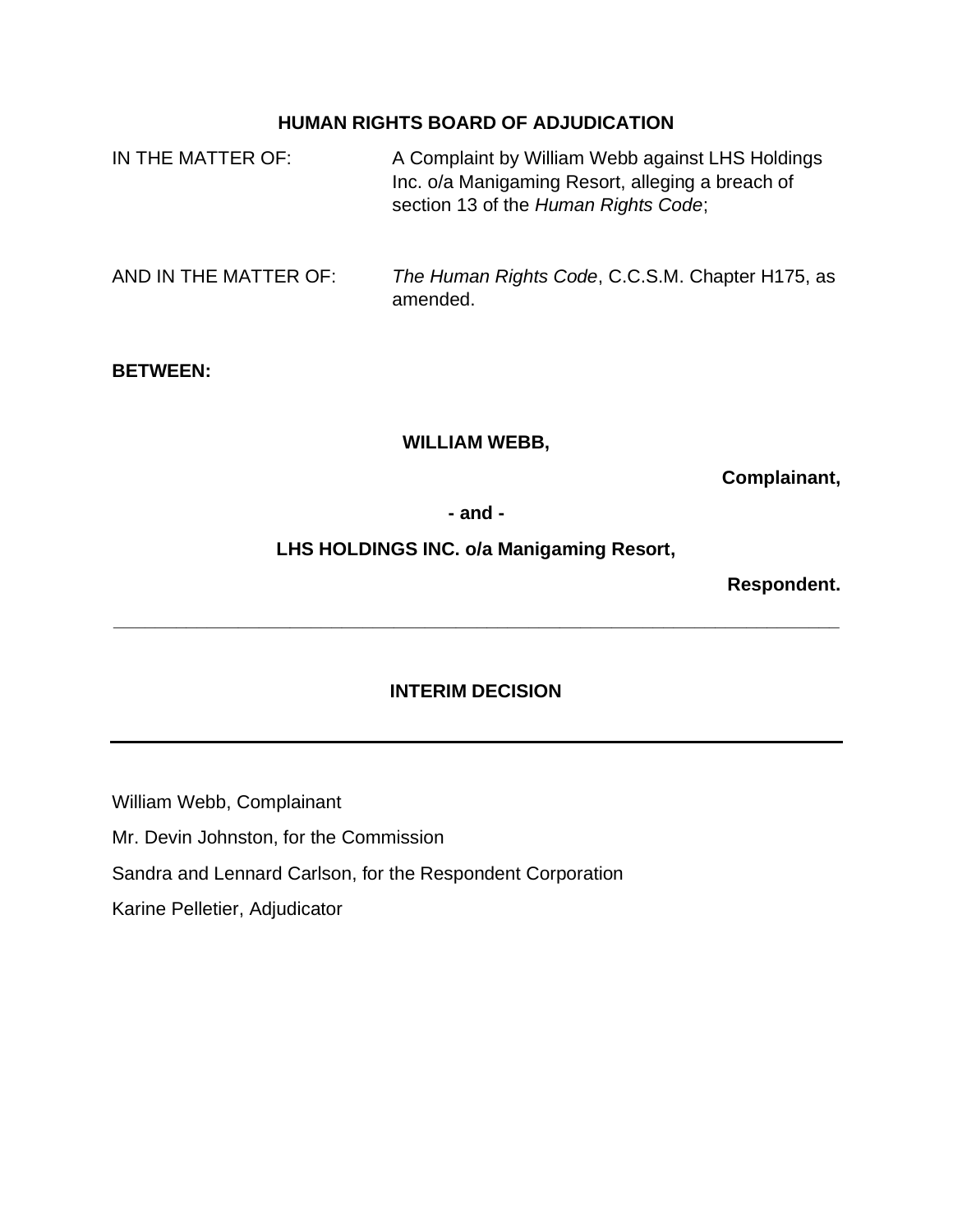**HUMAN RIGHTS BOARD OF ADJUDICATION**

IN THE MATTER OF: A Complaint by William Webb against LHS Holdings Inc. o/a Manigaming Resort, alleging a breach of section 13 of the *Human Rights Code*;

AND IN THE MATTER OF: *The Human Rights Code*, C.C.S.M. Chapter H175, as amended.

**BETWEEN:**

**WILLIAM WEBB,**

**Complainant,**

**- and -**

**LHS HOLDINGS INC. o/a Manigaming Resort,**

**Respondent.**

---

**INTERIM DECISION**

---

William Webb, Complainant

Mr. Devin Johnston, for the Commission

Sandra and Lennard Carlson, for the Respondent Corporation

Karine Pelletier, Adjudicator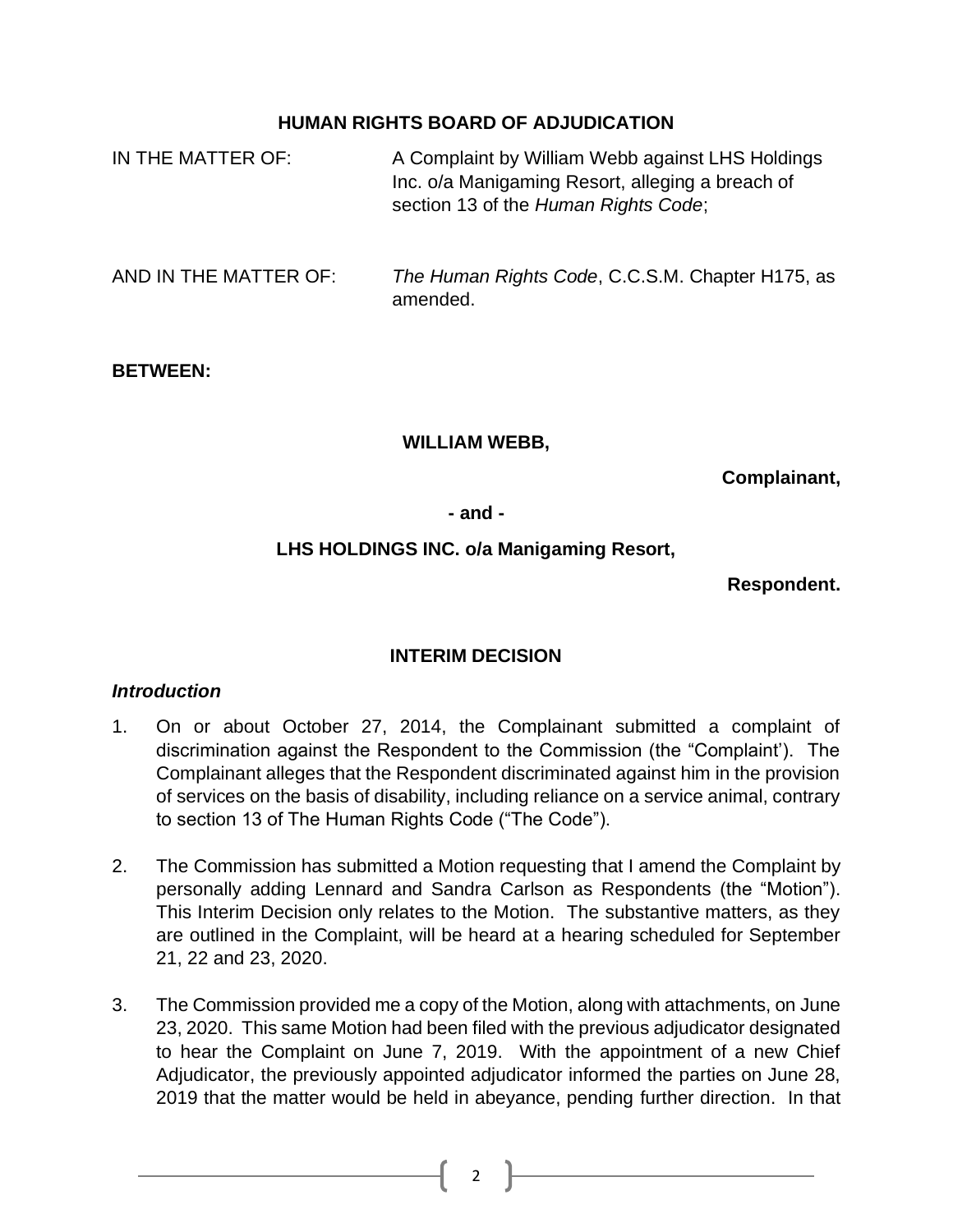**HUMAN RIGHTS BOARD OF ADJUDICATION**

IN THE MATTER OF: A Complaint by William Webb against LHS Holdings Inc. o/a Manigaming Resort, alleging a breach of section 13 of the *Human Rights Code*;

AND IN THE MATTER OF: *The Human Rights Code*, C.C.S.M. Chapter H175, as amended.

**BETWEEN:**

**WILLIAM WEBB,**

**Complainant,**

**- and -**

**LHS HOLDINGS INC. o/a Manigaming Resort,**

**Respondent.**

**INTERIM DECISION**

***Introduction***

1. On or about October 27, 2014, the Complainant submitted a complaint of discrimination against the Respondent to the Commission (the "Complaint'). The Complainant alleges that the Respondent discriminated against him in the provision of services on the basis of disability, including reliance on a service animal, contrary to section 13 of The Human Rights Code ("The Code").

2. The Commission has submitted a Motion requesting that I amend the Complaint by personally adding Lennard and Sandra Carlson as Respondents (the "Motion"). This Interim Decision only relates to the Motion. The substantive matters, as they are outlined in the Complaint, will be heard at a hearing scheduled for September 21, 22 and 23, 2020.

3. The Commission provided me a copy of the Motion, along with attachments, on June 23, 2020. This same Motion had been filed with the previous adjudicator designated to hear the Complaint on June 7, 2019. With the appointment of a new Chief Adjudicator, the previously appointed adjudicator informed the parties on June 28, 2019 that the matter would be held in abeyance, pending further direction. In that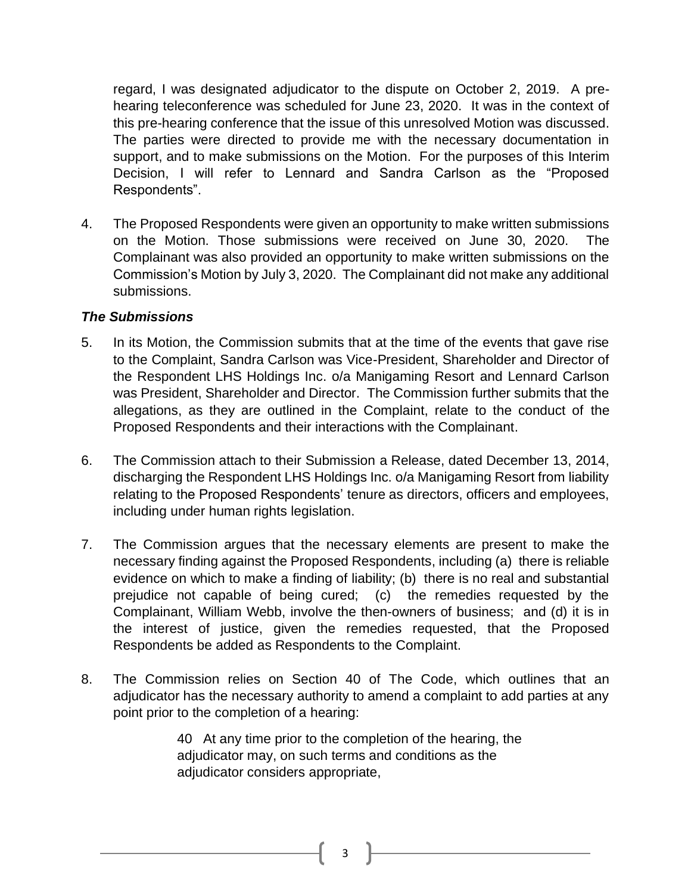regard, I was designated adjudicator to the dispute on October 2, 2019. A pre-hearing teleconference was scheduled for June 23, 2020. It was in the context of this pre-hearing conference that the issue of this unresolved Motion was discussed. The parties were directed to provide me with the necessary documentation in support, and to make submissions on the Motion. For the purposes of this Interim Decision, I will refer to Lennard and Sandra Carlson as the "Proposed Respondents".

4. The Proposed Respondents were given an opportunity to make written submissions on the Motion. Those submissions were received on June 30, 2020. The Complainant was also provided an opportunity to make written submissions on the Commission's Motion by July 3, 2020. The Complainant did not make any additional submissions.

***The Submissions***

5. In its Motion, the Commission submits that at the time of the events that gave rise to the Complaint, Sandra Carlson was Vice-President, Shareholder and Director of the Respondent LHS Holdings Inc. o/a Manigaming Resort and Lennard Carlson was President, Shareholder and Director. The Commission further submits that the allegations, as they are outlined in the Complaint, relate to the conduct of the Proposed Respondents and their interactions with the Complainant.

6. The Commission attach to their Submission a Release, dated December 13, 2014, discharging the Respondent LHS Holdings Inc. o/a Manigaming Resort from liability relating to the Proposed Respondents' tenure as directors, officers and employees, including under human rights legislation.

7. The Commission argues that the necessary elements are present to make the necessary finding against the Proposed Respondents, including (a) there is reliable evidence on which to make a finding of liability; (b) there is no real and substantial prejudice not capable of being cured; (c) the remedies requested by the Complainant, William Webb, involve the then-owners of business; and (d) it is in the interest of justice, given the remedies requested, that the Proposed Respondents be added as Respondents to the Complaint.

8. The Commission relies on Section 40 of The Code, which outlines that an adjudicator has the necessary authority to amend a complaint to add parties at any point prior to the completion of a hearing:

> 40 At any time prior to the completion of the hearing, the adjudicator may, on such terms and conditions as the adjudicator considers appropriate,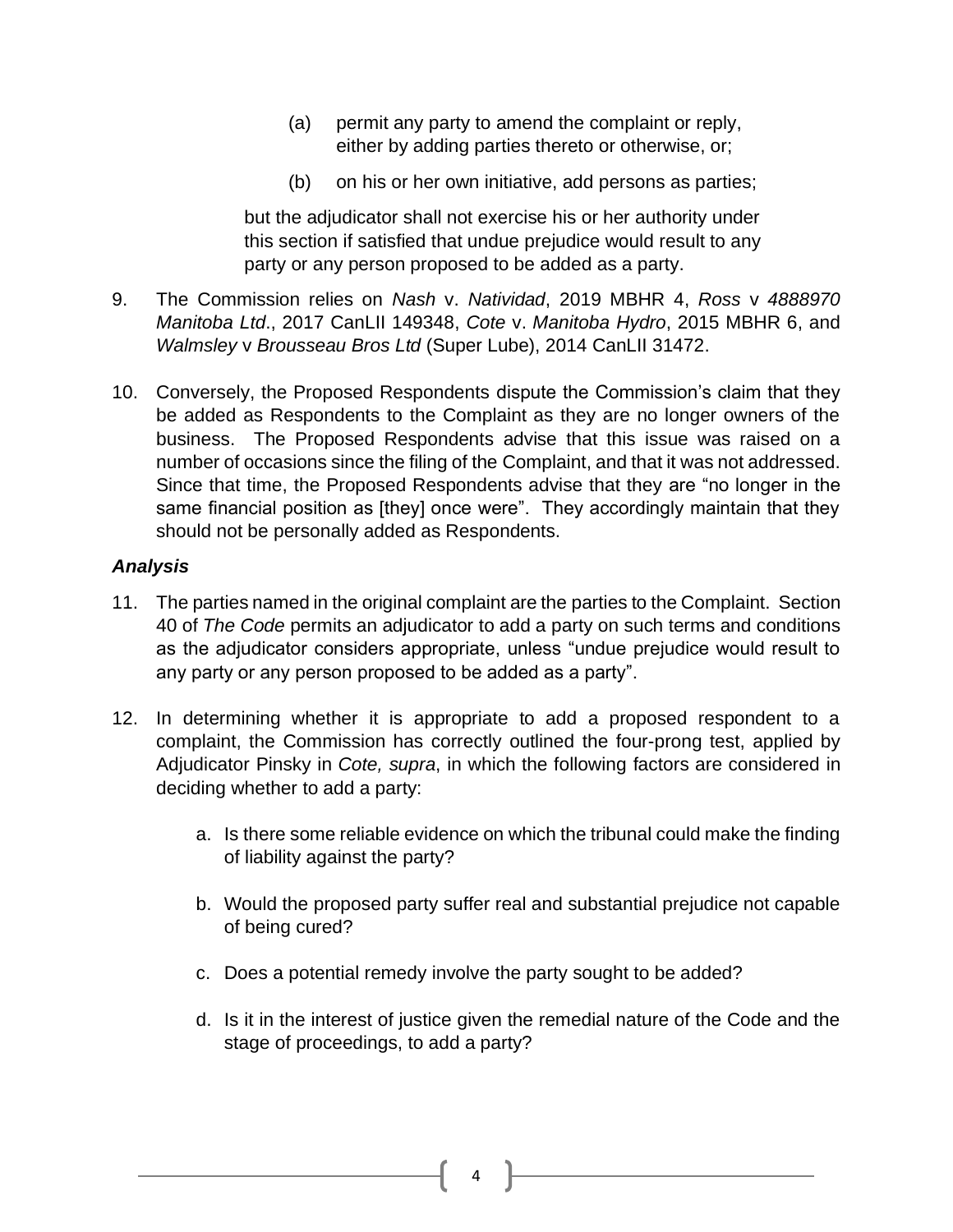> (a) permit any party to amend the complaint or reply, either by adding parties thereto or otherwise, or;
>
> (b) on his or her own initiative, add persons as parties;
>
> but the adjudicator shall not exercise his or her authority under this section if satisfied that undue prejudice would result to any party or any person proposed to be added as a party.

9. The Commission relies on *Nash* v. *Natividad*, 2019 MBHR 4, *Ross* v *4888970 Manitoba Ltd*., 2017 CanLII 149348, *Cote* v. *Manitoba Hydro*, 2015 MBHR 6, and *Walmsley* v *Brousseau Bros Ltd* (Super Lube), 2014 CanLII 31472.

10. Conversely, the Proposed Respondents dispute the Commission's claim that they be added as Respondents to the Complaint as they are no longer owners of the business. The Proposed Respondents advise that this issue was raised on a number of occasions since the filing of the Complaint, and that it was not addressed. Since that time, the Proposed Respondents advise that they are "no longer in the same financial position as [they] once were". They accordingly maintain that they should not be personally added as Respondents.

### *Analysis*

11. The parties named in the original complaint are the parties to the Complaint. Section 40 of *The Code* permits an adjudicator to add a party on such terms and conditions as the adjudicator considers appropriate, unless "undue prejudice would result to any party or any person proposed to be added as a party".

12. In determining whether it is appropriate to add a proposed respondent to a complaint, the Commission has correctly outlined the four-prong test, applied by Adjudicator Pinsky in *Cote, supra*, in which the following factors are considered in deciding whether to add a party:

    a. Is there some reliable evidence on which the tribunal could make the finding of liability against the party?

    b. Would the proposed party suffer real and substantial prejudice not capable of being cured?

    c. Does a potential remedy involve the party sought to be added?

    d. Is it in the interest of justice given the remedial nature of the Code and the stage of proceedings, to add a party?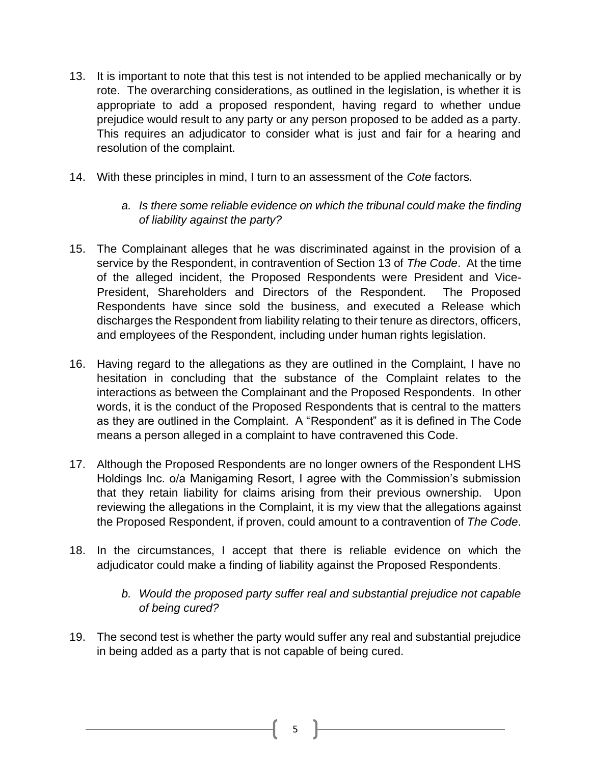13. It is important to note that this test is not intended to be applied mechanically or by rote. The overarching considerations, as outlined in the legislation, is whether it is appropriate to add a proposed respondent, having regard to whether undue prejudice would result to any party or any person proposed to be added as a party. This requires an adjudicator to consider what is just and fair for a hearing and resolution of the complaint.

14. With these principles in mind, I turn to an assessment of the *Cote* factors.

    a. *Is there some reliable evidence on which the tribunal could make the finding of liability against the party?*

15. The Complainant alleges that he was discriminated against in the provision of a service by the Respondent, in contravention of Section 13 of *The Code*. At the time of the alleged incident, the Proposed Respondents were President and Vice-President, Shareholders and Directors of the Respondent. The Proposed Respondents have since sold the business, and executed a Release which discharges the Respondent from liability relating to their tenure as directors, officers, and employees of the Respondent, including under human rights legislation.

16. Having regard to the allegations as they are outlined in the Complaint, I have no hesitation in concluding that the substance of the Complaint relates to the interactions as between the Complainant and the Proposed Respondents. In other words, it is the conduct of the Proposed Respondents that is central to the matters as they are outlined in the Complaint. A "Respondent" as it is defined in The Code means a person alleged in a complaint to have contravened this Code.

17. Although the Proposed Respondents are no longer owners of the Respondent LHS Holdings Inc. o/a Manigaming Resort, I agree with the Commission's submission that they retain liability for claims arising from their previous ownership. Upon reviewing the allegations in the Complaint, it is my view that the allegations against the Proposed Respondent, if proven, could amount to a contravention of *The Code*.

18. In the circumstances, I accept that there is reliable evidence on which the adjudicator could make a finding of liability against the Proposed Respondents.

    b. *Would the proposed party suffer real and substantial prejudice not capable of being cured?*

19. The second test is whether the party would suffer any real and substantial prejudice in being added as a party that is not capable of being cured.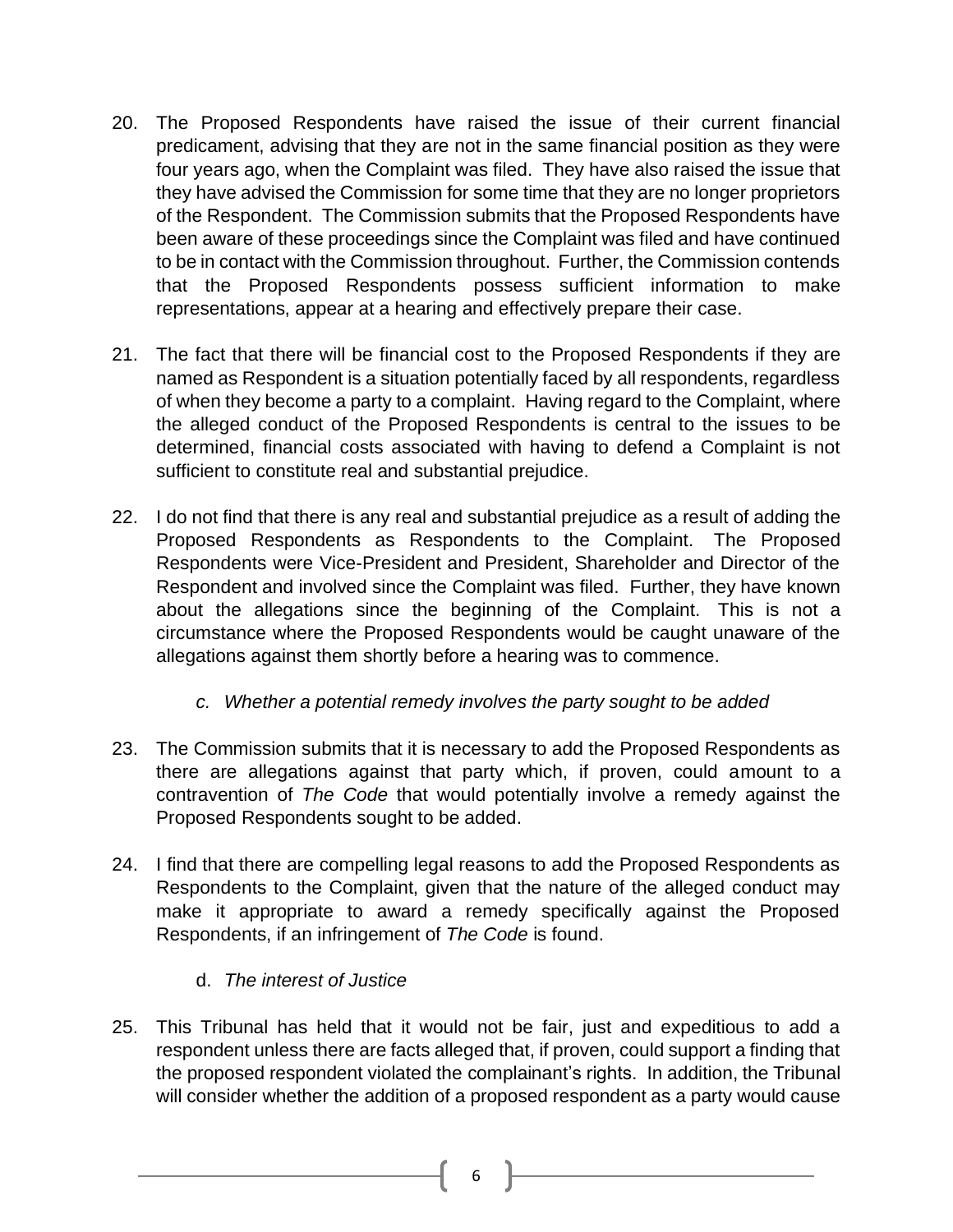20. The Proposed Respondents have raised the issue of their current financial predicament, advising that they are not in the same financial position as they were four years ago, when the Complaint was filed. They have also raised the issue that they have advised the Commission for some time that they are no longer proprietors of the Respondent. The Commission submits that the Proposed Respondents have been aware of these proceedings since the Complaint was filed and have continued to be in contact with the Commission throughout. Further, the Commission contends that the Proposed Respondents possess sufficient information to make representations, appear at a hearing and effectively prepare their case.

21. The fact that there will be financial cost to the Proposed Respondents if they are named as Respondent is a situation potentially faced by all respondents, regardless of when they become a party to a complaint. Having regard to the Complaint, where the alleged conduct of the Proposed Respondents is central to the issues to be determined, financial costs associated with having to defend a Complaint is not sufficient to constitute real and substantial prejudice.

22. I do not find that there is any real and substantial prejudice as a result of adding the Proposed Respondents as Respondents to the Complaint. The Proposed Respondents were Vice-President and President, Shareholder and Director of the Respondent and involved since the Complaint was filed. Further, they have known about the allegations since the beginning of the Complaint. This is not a circumstance where the Proposed Respondents would be caught unaware of the allegations against them shortly before a hearing was to commence.

*c. Whether a potential remedy involves the party sought to be added*

23. The Commission submits that it is necessary to add the Proposed Respondents as there are allegations against that party which, if proven, could amount to a contravention of *The Code* that would potentially involve a remedy against the Proposed Respondents sought to be added.

24. I find that there are compelling legal reasons to add the Proposed Respondents as Respondents to the Complaint, given that the nature of the alleged conduct may make it appropriate to award a remedy specifically against the Proposed Respondents, if an infringement of *The Code* is found.

d. *The interest of Justice*

25. This Tribunal has held that it would not be fair, just and expeditious to add a respondent unless there are facts alleged that, if proven, could support a finding that the proposed respondent violated the complainant's rights. In addition, the Tribunal will consider whether the addition of a proposed respondent as a party would cause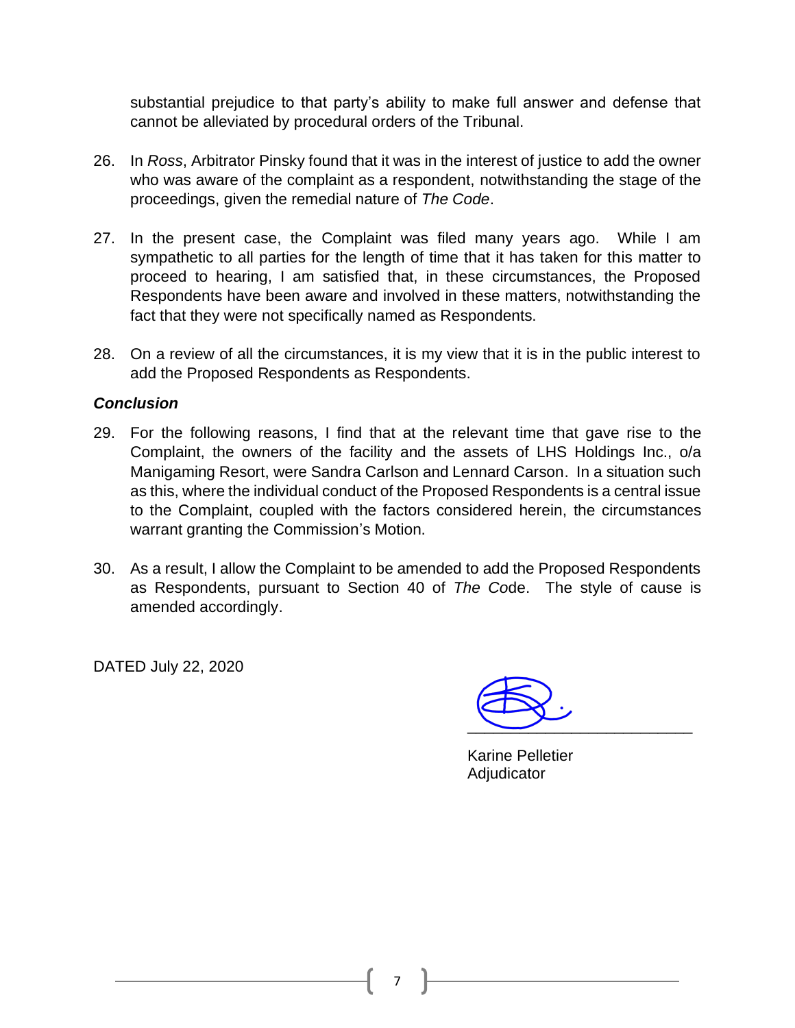substantial prejudice to that party's ability to make full answer and defense that cannot be alleviated by procedural orders of the Tribunal.

26. In *Ross*, Arbitrator Pinsky found that it was in the interest of justice to add the owner who was aware of the complaint as a respondent, notwithstanding the stage of the proceedings, given the remedial nature of *The Code*.

27. In the present case, the Complaint was filed many years ago. While I am sympathetic to all parties for the length of time that it has taken for this matter to proceed to hearing, I am satisfied that, in these circumstances, the Proposed Respondents have been aware and involved in these matters, notwithstanding the fact that they were not specifically named as Respondents.

28. On a review of all the circumstances, it is my view that it is in the public interest to add the Proposed Respondents as Respondents.

***Conclusion***

29. For the following reasons, I find that at the relevant time that gave rise to the Complaint, the owners of the facility and the assets of LHS Holdings Inc., o/a Manigaming Resort, were Sandra Carlson and Lennard Carson. In a situation such as this, where the individual conduct of the Proposed Respondents is a central issue to the Complaint, coupled with the factors considered herein, the circumstances warrant granting the Commission's Motion.

30. As a result, I allow the Complaint to be amended to add the Proposed Respondents as Respondents, pursuant to Section 40 of *The Code*. The style of cause is amended accordingly.

DATED July 22, 2020

Karine Pelletier
Adjudicator